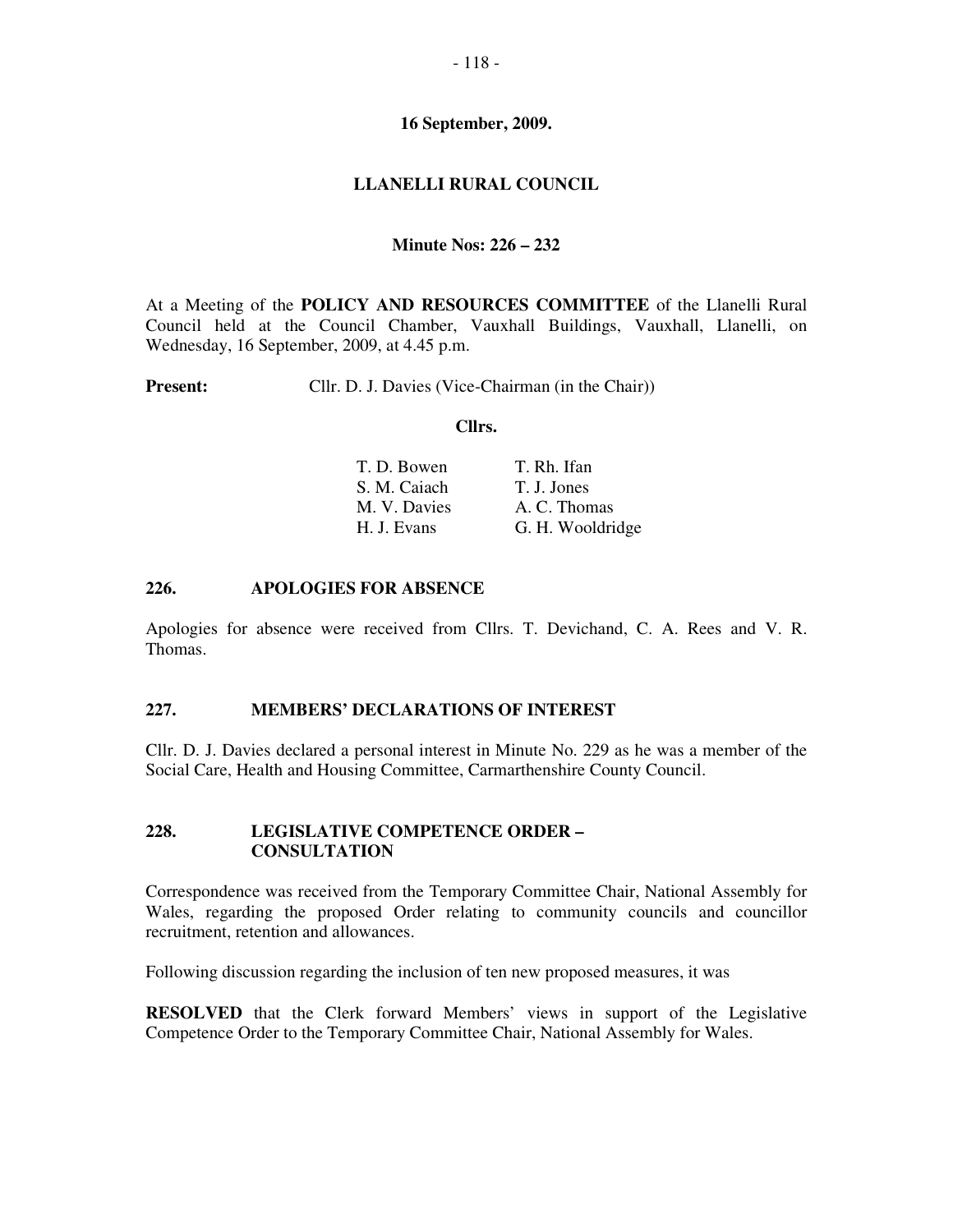**16 September, 2009.**

**LLANELLI RURAL COUNCIL**

**Minute Nos: 226 – 232**

At a Meeting of the **POLICY AND RESOURCES COMMITTEE** of the Llanelli Rural Council held at the Council Chamber, Vauxhall Buildings, Vauxhall, Llanelli, on Wednesday, 16 September, 2009, at 4.45 p.m.

**Present:** Cllr. D. J. Davies (Vice-Chairman (in the Chair))

**Cllrs.**

| | |
|---|---|
| T. D. Bowen | T. Rh. Ifan |
| S. M. Caiach | T. J. Jones |
| M. V. Davies | A. C. Thomas |
| H. J. Evans | G. H. Wooldridge |

## 226. APOLOGIES FOR ABSENCE

Apologies for absence were received from Cllrs. T. Devichand, C. A. Rees and V. R. Thomas.

## 227. MEMBERS' DECLARATIONS OF INTEREST

Cllr. D. J. Davies declared a personal interest in Minute No. 229 as he was a member of the Social Care, Health and Housing Committee, Carmarthenshire County Council.

## 228. LEGISLATIVE COMPETENCE ORDER – CONSULTATION

Correspondence was received from the Temporary Committee Chair, National Assembly for Wales, regarding the proposed Order relating to community councils and councillor recruitment, retention and allowances.

Following discussion regarding the inclusion of ten new proposed measures, it was

**RESOLVED** that the Clerk forward Members' views in support of the Legislative Competence Order to the Temporary Committee Chair, National Assembly for Wales.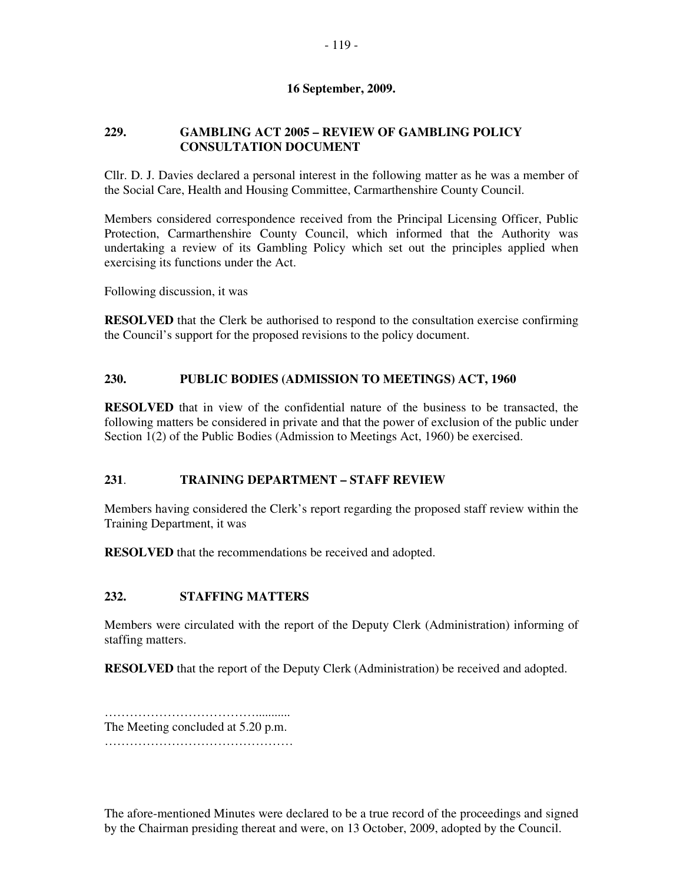**16 September, 2009.**

## 229. GAMBLING ACT 2005 – REVIEW OF GAMBLING POLICY CONSULTATION DOCUMENT

Cllr. D. J. Davies declared a personal interest in the following matter as he was a member of the Social Care, Health and Housing Committee, Carmarthenshire County Council.

Members considered correspondence received from the Principal Licensing Officer, Public Protection, Carmarthenshire County Council, which informed that the Authority was undertaking a review of its Gambling Policy which set out the principles applied when exercising its functions under the Act.

Following discussion, it was

**RESOLVED** that the Clerk be authorised to respond to the consultation exercise confirming the Council's support for the proposed revisions to the policy document.

## 230. PUBLIC BODIES (ADMISSION TO MEETINGS) ACT, 1960

**RESOLVED** that in view of the confidential nature of the business to be transacted, the following matters be considered in private and that the power of exclusion of the public under Section 1(2) of the Public Bodies (Admission to Meetings Act, 1960) be exercised.

## 231. TRAINING DEPARTMENT – STAFF REVIEW

Members having considered the Clerk's report regarding the proposed staff review within the Training Department, it was

**RESOLVED** that the recommendations be received and adopted.

## 232. STAFFING MATTERS

Members were circulated with the report of the Deputy Clerk (Administration) informing of staffing matters.

**RESOLVED** that the report of the Deputy Clerk (Administration) be received and adopted.

………………………………..........

The Meeting concluded at 5.20 p.m.

………………………………………

The afore-mentioned Minutes were declared to be a true record of the proceedings and signed by the Chairman presiding thereat and were, on 13 October, 2009, adopted by the Council.